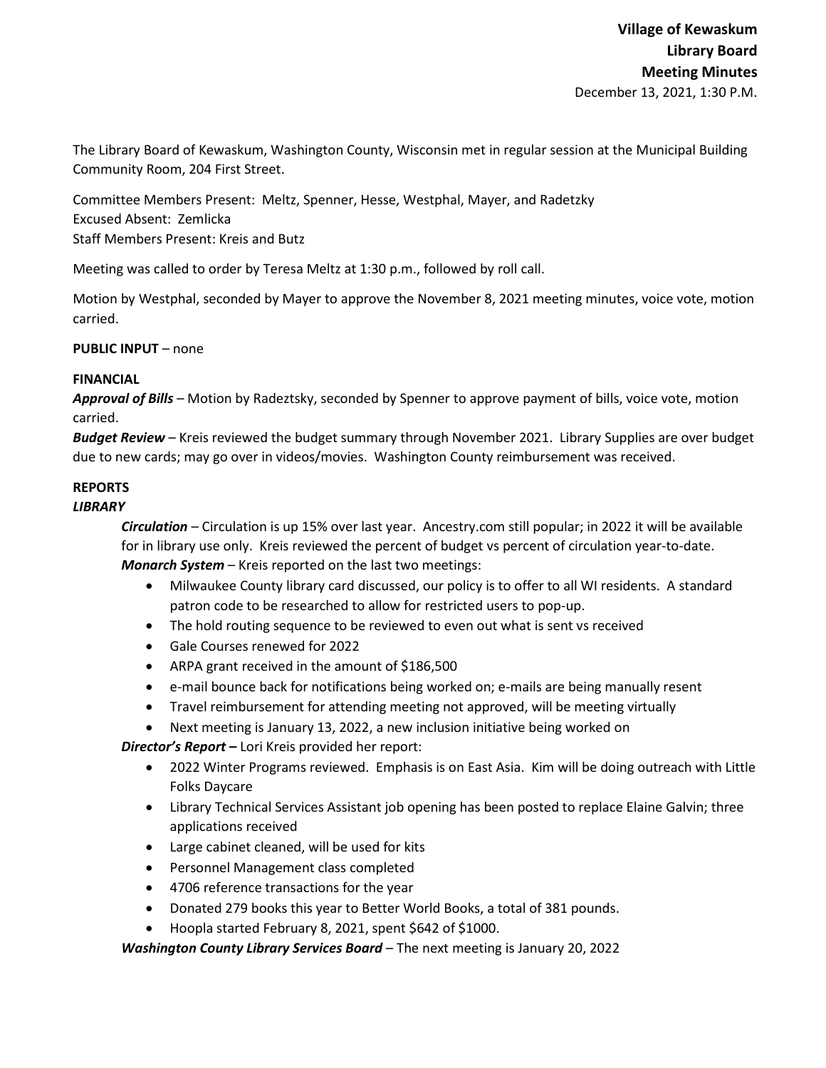**Village of Kewaskum**
**Library Board**
**Meeting Minutes**
December 13, 2021, 1:30 P.M.

The Library Board of Kewaskum, Washington County, Wisconsin met in regular session at the Municipal Building Community Room, 204 First Street.

Committee Members Present: Meltz, Spenner, Hesse, Westphal, Mayer, and Radetzky
Excused Absent: Zemlicka
Staff Members Present: Kreis and Butz

Meeting was called to order by Teresa Meltz at 1:30 p.m., followed by roll call.

Motion by Westphal, seconded by Mayer to approve the November 8, 2021 meeting minutes, voice vote, motion carried.

**PUBLIC INPUT** – none

**FINANCIAL**

***Approval of Bills*** – Motion by Radeztsky, seconded by Spenner to approve payment of bills, voice vote, motion carried.

***Budget Review*** – Kreis reviewed the budget summary through November 2021. Library Supplies are over budget due to new cards; may go over in videos/movies. Washington County reimbursement was received.

**REPORTS**

***LIBRARY***

***Circulation*** – Circulation is up 15% over last year. Ancestry.com still popular; in 2022 it will be available for in library use only. Kreis reviewed the percent of budget vs percent of circulation year-to-date.

***Monarch System*** – Kreis reported on the last two meetings:

- Milwaukee County library card discussed, our policy is to offer to all WI residents. A standard patron code to be researched to allow for restricted users to pop-up.
- The hold routing sequence to be reviewed to even out what is sent vs received
- Gale Courses renewed for 2022
- ARPA grant received in the amount of $186,500
- e-mail bounce back for notifications being worked on; e-mails are being manually resent
- Travel reimbursement for attending meeting not approved, will be meeting virtually
- Next meeting is January 13, 2022, a new inclusion initiative being worked on

***Director's Report*** – Lori Kreis provided her report:

- 2022 Winter Programs reviewed. Emphasis is on East Asia. Kim will be doing outreach with Little Folks Daycare
- Library Technical Services Assistant job opening has been posted to replace Elaine Galvin; three applications received
- Large cabinet cleaned, will be used for kits
- Personnel Management class completed
- 4706 reference transactions for the year
- Donated 279 books this year to Better World Books, a total of 381 pounds.
- Hoopla started February 8, 2021, spent $642 of $1000.

***Washington County Library Services Board*** – The next meeting is January 20, 2022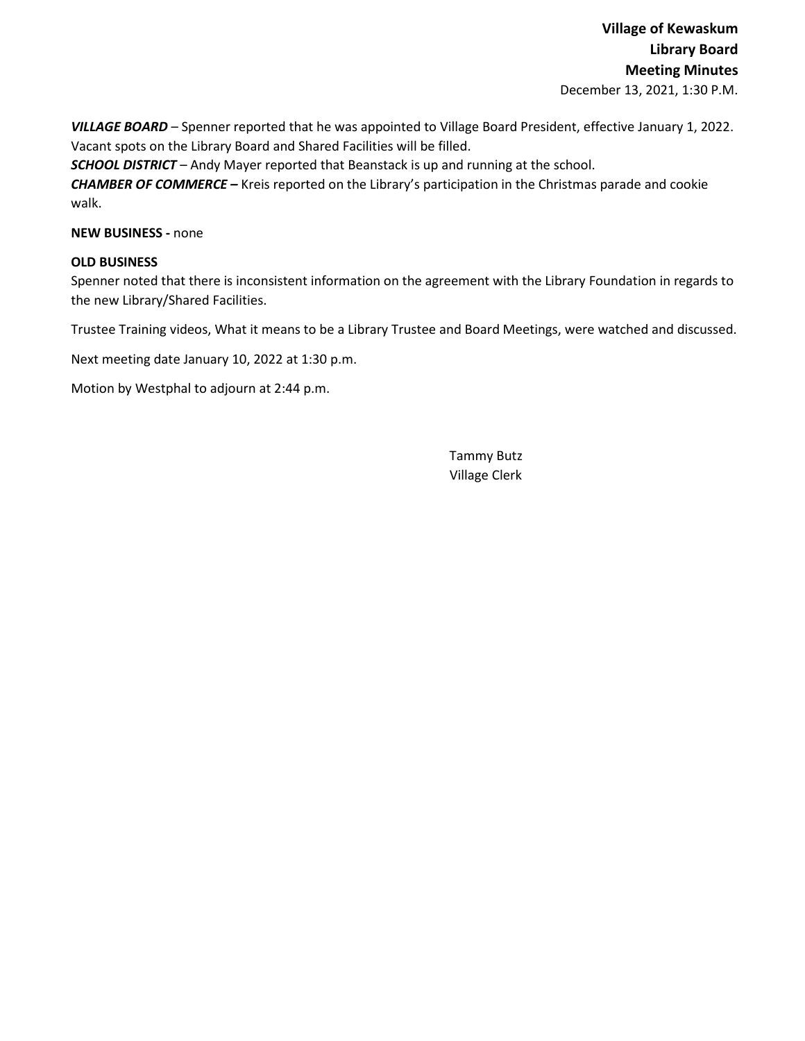**Village of Kewaskum**
**Library Board**
**Meeting Minutes**
December 13, 2021, 1:30 P.M.

***VILLAGE BOARD*** – Spenner reported that he was appointed to Village Board President, effective January 1, 2022. Vacant spots on the Library Board and Shared Facilities will be filled.
***SCHOOL DISTRICT*** – Andy Mayer reported that Beanstack is up and running at the school.
***CHAMBER OF COMMERCE –*** Kreis reported on the Library's participation in the Christmas parade and cookie walk.

**NEW BUSINESS -** none

**OLD BUSINESS**
Spenner noted that there is inconsistent information on the agreement with the Library Foundation in regards to the new Library/Shared Facilities.

Trustee Training videos, What it means to be a Library Trustee and Board Meetings, were watched and discussed.

Next meeting date January 10, 2022 at 1:30 p.m.

Motion by Westphal to adjourn at 2:44 p.m.

Tammy Butz
Village Clerk